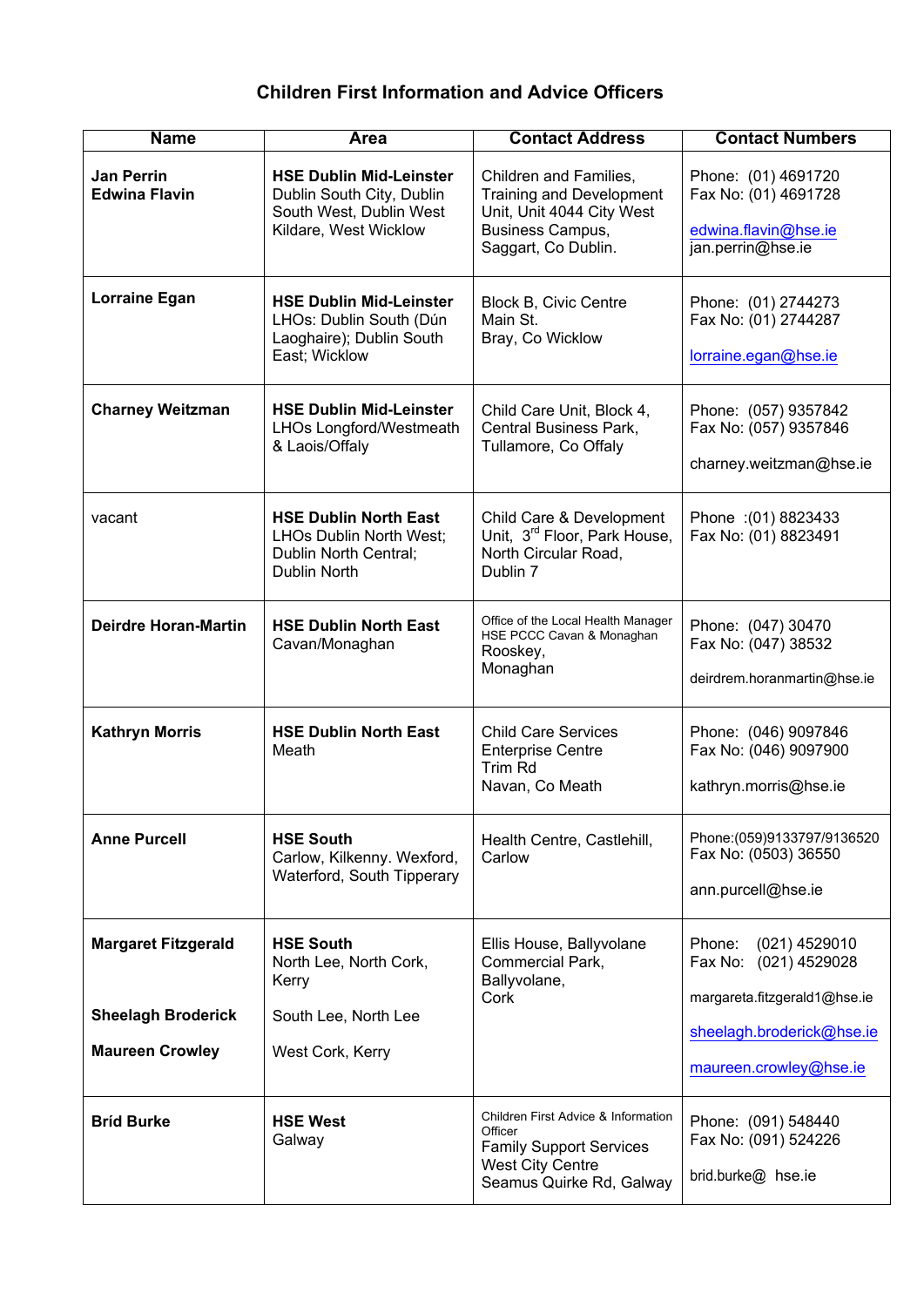## Children First Information and Advice Officers

| Name | Area | Contact Address | Contact Numbers |
|---|---|---|---|
| **Jan Perrin**<br>**Edwina Flavin** | **HSE Dublin Mid-Leinster**<br>Dublin South City, Dublin South West, Dublin West Kildare, West Wicklow | Children and Families, Training and Development Unit, Unit 4044 City West Business Campus, Saggart, Co Dublin. | Phone: (01) 4691720<br>Fax No: (01) 4691728<br><br>edwina.flavin@hse.ie<br>jan.perrin@hse.ie |
| **Lorraine Egan** | **HSE Dublin Mid-Leinster**<br>LHOs: Dublin South (Dún Laoghaire); Dublin South East; Wicklow | Block B, Civic Centre<br>Main St.<br>Bray, Co Wicklow | Phone: (01) 2744273<br>Fax No: (01) 2744287<br><br>lorraine.egan@hse.ie |
| **Charney Weitzman** | **HSE Dublin Mid-Leinster**<br>LHOs Longford/Westmeath & Laois/Offaly | Child Care Unit, Block 4, Central Business Park, Tullamore, Co Offaly | Phone: (057) 9357842<br>Fax No: (057) 9357846<br><br>charney.weitzman@hse.ie |
| vacant | **HSE Dublin North East**<br>LHOs Dublin North West; Dublin North Central; Dublin North | Child Care & Development Unit, 3rd Floor, Park House, North Circular Road, Dublin 7 | Phone :(01) 8823433<br>Fax No: (01) 8823491 |
| **Deirdre Horan-Martin** | **HSE Dublin North East**<br>Cavan/Monaghan | Office of the Local Health Manager<br>HSE PCCC Cavan & Monaghan<br>Rooskey,<br>Monaghan | Phone: (047) 30470<br>Fax No: (047) 38532<br><br>deirdrem.horanmartin@hse.ie |
| **Kathryn Morris** | **HSE Dublin North East**<br>Meath | Child Care Services<br>Enterprise Centre<br>Trim Rd<br>Navan, Co Meath | Phone: (046) 9097846<br>Fax No: (046) 9097900<br><br>kathryn.morris@hse.ie |
| **Anne Purcell** | **HSE South**<br>Carlow, Kilkenny. Wexford, Waterford, South Tipperary | Health Centre, Castlehill, Carlow | Phone:(059)9133797/9136520<br>Fax No: (0503) 36550<br><br>ann.purcell@hse.ie |
| **Margaret Fitzgerald**<br><br>**Sheelagh Broderick**<br><br>**Maureen Crowley** | **HSE South**<br>North Lee, North Cork, Kerry<br><br>South Lee, North Lee<br><br>West Cork, Kerry | Ellis House, Ballyvolane Commercial Park, Ballyvolane, Cork | Phone: (021) 4529010<br>Fax No: (021) 4529028<br><br>margareta.fitzgerald1@hse.ie<br><br>sheelagh.broderick@hse.ie<br><br>maureen.crowley@hse.ie |
| **Bríd Burke** | **HSE West**<br>Galway | Children First Advice & Information Officer<br>Family Support Services<br>West City Centre<br>Seamus Quirke Rd, Galway | Phone: (091) 548440<br>Fax No: (091) 524226<br><br>brid.burke@ hse.ie |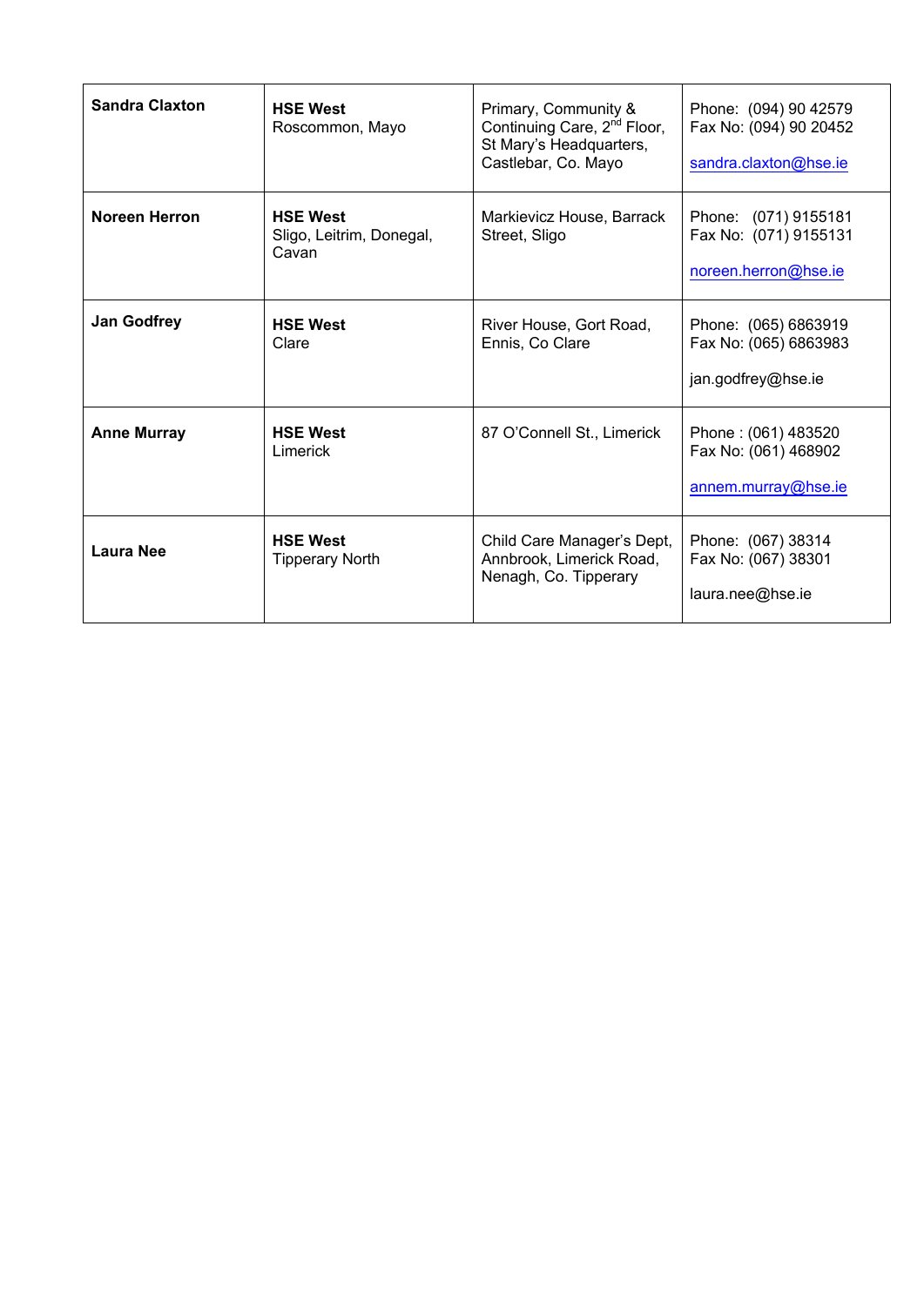| | | | |
|---|---|---|---|
| **Sandra Claxton** | **HSE West**<br>Roscommon, Mayo | Primary, Community & Continuing Care, 2nd Floor, St Mary's Headquarters, Castlebar, Co. Mayo | Phone: (094) 90 42579<br>Fax No: (094) 90 20452<br><br>sandra.claxton@hse.ie |
| **Noreen Herron** | **HSE West**<br>Sligo, Leitrim, Donegal, Cavan | Markievicz House, Barrack Street, Sligo | Phone: (071) 9155181<br>Fax No: (071) 9155131<br><br>noreen.herron@hse.ie |
| **Jan Godfrey** | **HSE West**<br>Clare | River House, Gort Road, Ennis, Co Clare | Phone: (065) 6863919<br>Fax No: (065) 6863983<br><br>jan.godfrey@hse.ie |
| **Anne Murray** | **HSE West**<br>Limerick | 87 O'Connell St., Limerick | Phone : (061) 483520<br>Fax No: (061) 468902<br><br>annem.murray@hse.ie |
| **Laura Nee** | **HSE West**<br>Tipperary North | Child Care Manager's Dept, Annbrook, Limerick Road, Nenagh, Co. Tipperary | Phone: (067) 38314<br>Fax No: (067) 38301<br><br>laura.nee@hse.ie |